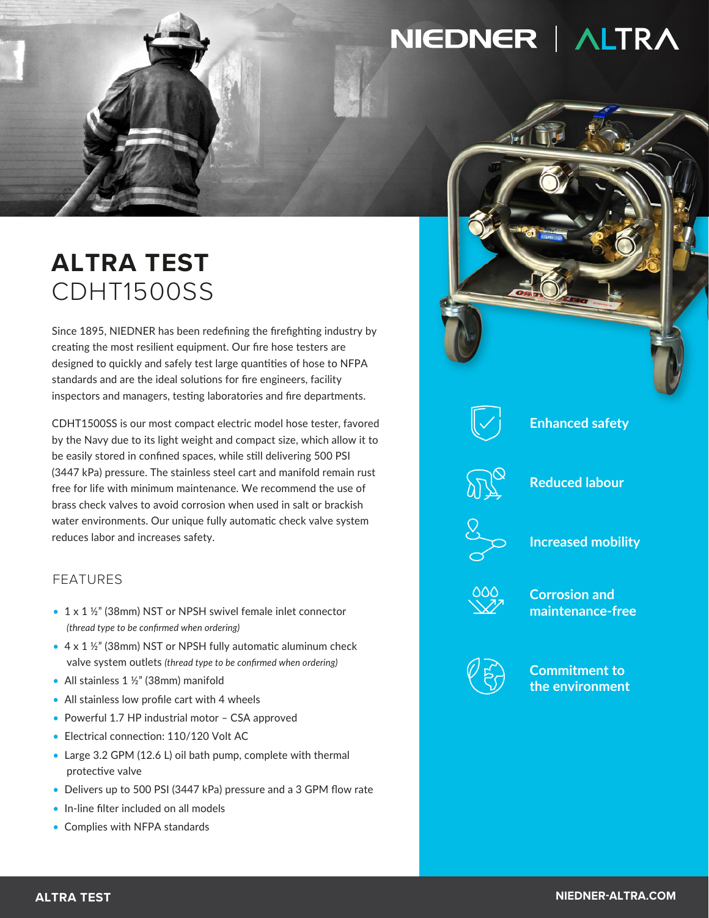NIEDNER | ALTRA

# ALTRA TEST
## CDHT1500SS

Since 1895, NIEDNER has been redefining the firefighting industry by creating the most resilient equipment. Our fire hose testers are designed to quickly and safely test large quantities of hose to NFPA standards and are the ideal solutions for fire engineers, facility inspectors and managers, testing laboratories and fire departments.

CDHT1500SS is our most compact electric model hose tester, favored by the Navy due to its light weight and compact size, which allow it to be easily stored in confined spaces, while still delivering 500 PSI (3447 kPa) pressure. The stainless steel cart and manifold remain rust free for life with minimum maintenance. We recommend the use of brass check valves to avoid corrosion when used in salt or brackish water environments. Our unique fully automatic check valve system reduces labor and increases safety.

### FEATURES

- 1 x 1 ½" (38mm) NST or NPSH swivel female inlet connector *(thread type to be confirmed when ordering)*
- 4 x 1 ½" (38mm) NST or NPSH fully automatic aluminum check valve system outlets *(thread type to be confirmed when ordering)*
- All stainless 1 ½" (38mm) manifold
- All stainless low profile cart with 4 wheels
- Powerful 1.7 HP industrial motor – CSA approved
- Electrical connection: 110/120 Volt AC
- Large 3.2 GPM (12.6 L) oil bath pump, complete with thermal protective valve
- Delivers up to 500 PSI (3447 kPa) pressure and a 3 GPM flow rate
- In-line filter included on all models
- Complies with NFPA standards

**Enhanced safety**

**Reduced labour**

**Increased mobility**

**Corrosion and maintenance-free**

**Commitment to the environment**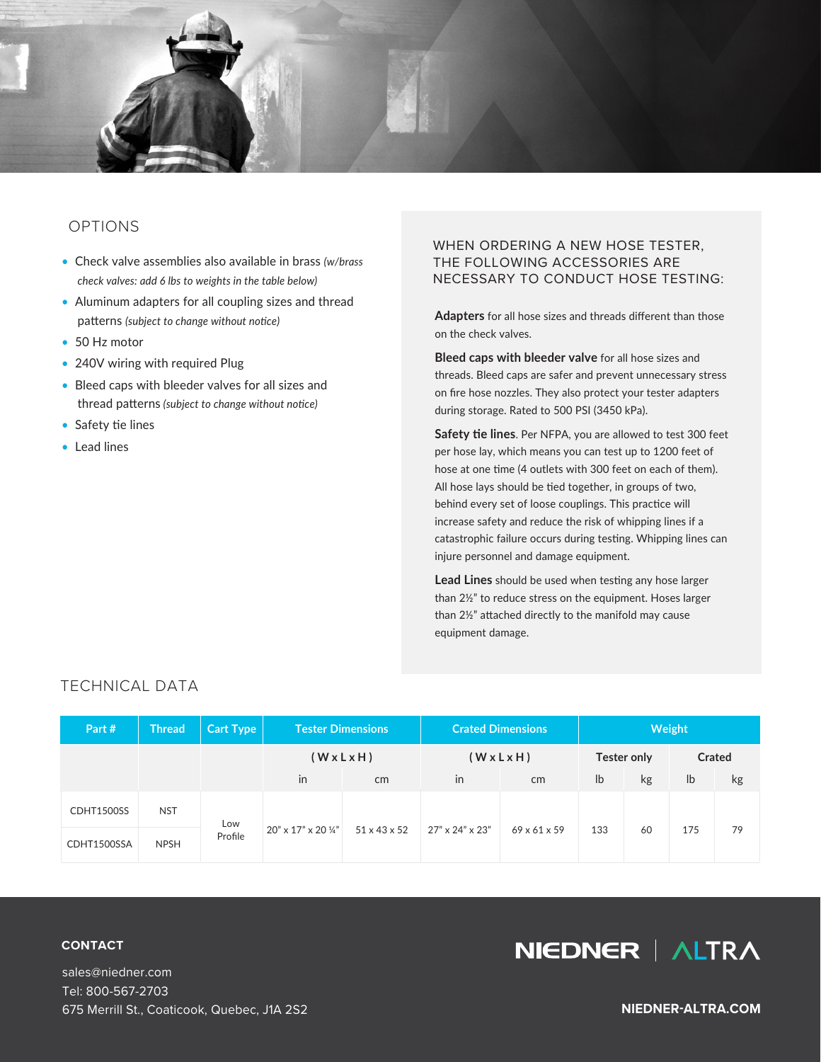## OPTIONS

- Check valve assemblies also available in brass *(w/brass check valves: add 6 lbs to weights in the table below)*
- Aluminum adapters for all coupling sizes and thread patterns *(subject to change without notice)*
- 50 Hz motor
- 240V wiring with required Plug
- Bleed caps with bleeder valves for all sizes and thread patterns *(subject to change without notice)*
- Safety tie lines
- Lead lines

## WHEN ORDERING A NEW HOSE TESTER, THE FOLLOWING ACCESSORIES ARE NECESSARY TO CONDUCT HOSE TESTING:

**Adapters** for all hose sizes and threads different than those on the check valves.

**Bleed caps with bleeder valve** for all hose sizes and threads. Bleed caps are safer and prevent unnecessary stress on fire hose nozzles. They also protect your tester adapters during storage. Rated to 500 PSI (3450 kPa).

**Safety tie lines**. Per NFPA, you are allowed to test 300 feet per hose lay, which means you can test up to 1200 feet of hose at one time (4 outlets with 300 feet on each of them). All hose lays should be tied together, in groups of two, behind every set of loose couplings. This practice will increase safety and reduce the risk of whipping lines if a catastrophic failure occurs during testing. Whipping lines can injure personnel and damage equipment.

**Lead Lines** should be used when testing any hose larger than 2½" to reduce stress on the equipment. Hoses larger than 2½" attached directly to the manifold may cause equipment damage.

## TECHNICAL DATA

| Part # | Thread | Cart Type | Tester Dimensions | | Crated Dimensions | | Weight | | | |
|---|---|---|---|---|---|---|---|---|---|---|
| | | | ( W x L x H ) | | ( W x L x H ) | | Tester only | | Crated | |
| | | | in | cm | in | cm | lb | kg | lb | kg |
| CDHT1500SS | NST | Low Profile | 20" x 17" x 20 ¼" | 51 x 43 x 52 | 27" x 24" x 23" | 69 x 61 x 59 | 133 | 60 | 175 | 79 |
| CDHT1500SSA | NPSH | | | | | | | | | |

**CONTACT**

sales@niedner.com
Tel: 800-567-2703
675 Merrill St., Coaticook, Quebec, J1A 2S2

NIEDNER | ALTRA

NIEDNER-ALTRA.COM